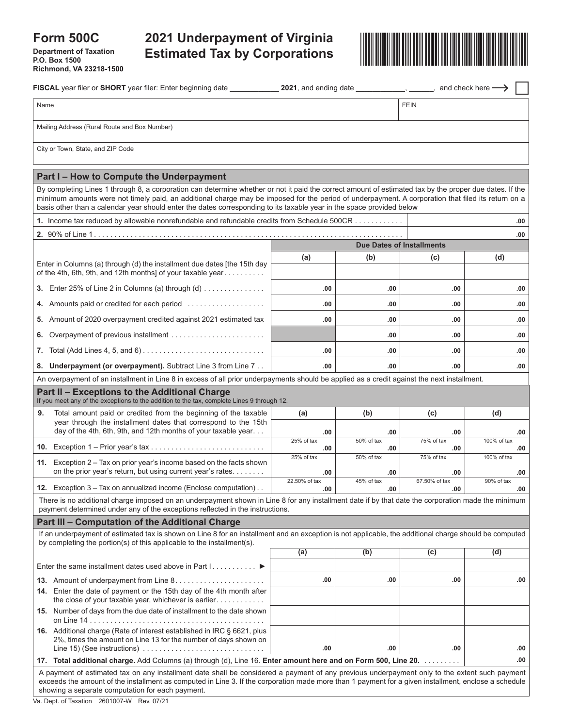# Form 500C

**Department of Taxation**
**P.O. Box 1500**
**Richmond, VA 23218-1500**

# 2021 Underpayment of Virginia Estimated Tax by Corporations

**FISCAL** year filer or **SHORT** year filer: Enter beginning date ____________ **2021**, and ending date ____________, ______, and check here → ☐

| Name | FEIN |
|---|---|
| Mailing Address (Rural Route and Box Number) | |
| City or Town, State, and ZIP Code | |

## Part I – How to Compute the Underpayment

By completing Lines 1 through 8, a corporation can determine whether or not it paid the correct amount of estimated tax by the proper due dates. If the minimum amounts were not timely paid, an additional charge may be imposed for the period of underpayment. A corporation that filed its return on a basis other than a calendar year should enter the dates corresponding to its taxable year in the space provided below

**1.** Income tax reduced by allowable nonrefundable and refundable credits from Schedule 500CR .......... .00

**2.** 90% of Line 1 .......... .00

| | Due Dates of Installments | | | |
|---|---|---|---|---|
| | **(a)** | **(b)** | **(c)** | **(d)** |
| Enter in Columns (a) through (d) the installment due dates [the 15th day of the 4th, 6th, 9th, and 12th months] of your taxable year .......... | | | | |
| **3.** Enter 25% of Line 2 in Columns (a) through (d) .......... | .00 | .00 | .00 | .00 |
| **4.** Amounts paid or credited for each period .......... | .00 | .00 | .00 | .00 |
| **5.** Amount of 2020 overpayment credited against 2021 estimated tax | .00 | .00 | .00 | .00 |
| **6.** Overpayment of previous installment .......... | | .00 | .00 | .00 |
| **7.** Total (Add Lines 4, 5, and 6) .......... | .00 | .00 | .00 | .00 |
| **8. Underpayment (or overpayment).** Subtract Line 3 from Line 7 .. | .00 | .00 | .00 | .00 |

An overpayment of an installment in Line 8 in excess of all prior underpayments should be applied as a credit against the next installment.

## Part II – Exceptions to the Additional Charge

If you meet any of the exceptions to the addition to the tax, complete Lines 9 through 12.

| | (a) | (b) | (c) | (d) |
|---|---|---|---|---|
| **9.** Total amount paid or credited from the beginning of the taxable year through the installment dates that correspond to the 15th day of the 4th, 6th, 9th, and 12th months of your taxable year... | .00 | .00 | .00 | .00 |
| **10.** Exception 1 – Prior year's tax .......... | 25% of tax .00 | 50% of tax .00 | 75% of tax .00 | 100% of tax .00 |
| **11.** Exception 2 – Tax on prior year's income based on the facts shown on the prior year's return, but using current year's rates.......... | 25% of tax .00 | 50% of tax .00 | 75% of tax .00 | 100% of tax .00 |
| **12.** Exception 3 – Tax on annualized income (Enclose computation) .. | 22.50% of tax .00 | 45% of tax .00 | 67.50% of tax .00 | 90% of tax .00 |

There is no additional charge imposed on an underpayment shown in Line 8 for any installment date if by that date the corporation made the minimum payment determined under any of the exceptions reflected in the instructions.

## Part III – Computation of the Additional Charge

If an underpayment of estimated tax is shown on Line 8 for an installment and an exception is not applicable, the additional charge should be computed by completing the portion(s) of this applicable to the installment(s).

| | (a) | (b) | (c) | (d) |
|---|---|---|---|---|
| Enter the same installment dates used above in Part I .......... ► | | | | |
| **13.** Amount of underpayment from Line 8 .......... | .00 | .00 | .00 | .00 |
| **14.** Enter the date of payment or the 15th day of the 4th month after the close of your taxable year, whichever is earlier.......... | | | | |
| **15.** Number of days from the due date of installment to the date shown on Line 14 .......... | | | | |
| **16.** Additional charge (Rate of interest established in IRC § 6621, plus 2%, times the amount on Line 13 for the number of days shown on Line 15) (See instructions) .......... | .00 | .00 | .00 | .00 |

**17. Total additional charge.** Add Columns (a) through (d), Line 16. **Enter amount here and on Form 500, Line 20.** .......... .00

A payment of estimated tax on any installment date shall be considered a payment of any previous underpayment only to the extent such payment exceeds the amount of the installment as computed in Line 3. If the corporation made more than 1 payment for a given installment, enclose a schedule showing a separate computation for each payment.

Va. Dept. of Taxation 2601007-W Rev. 07/21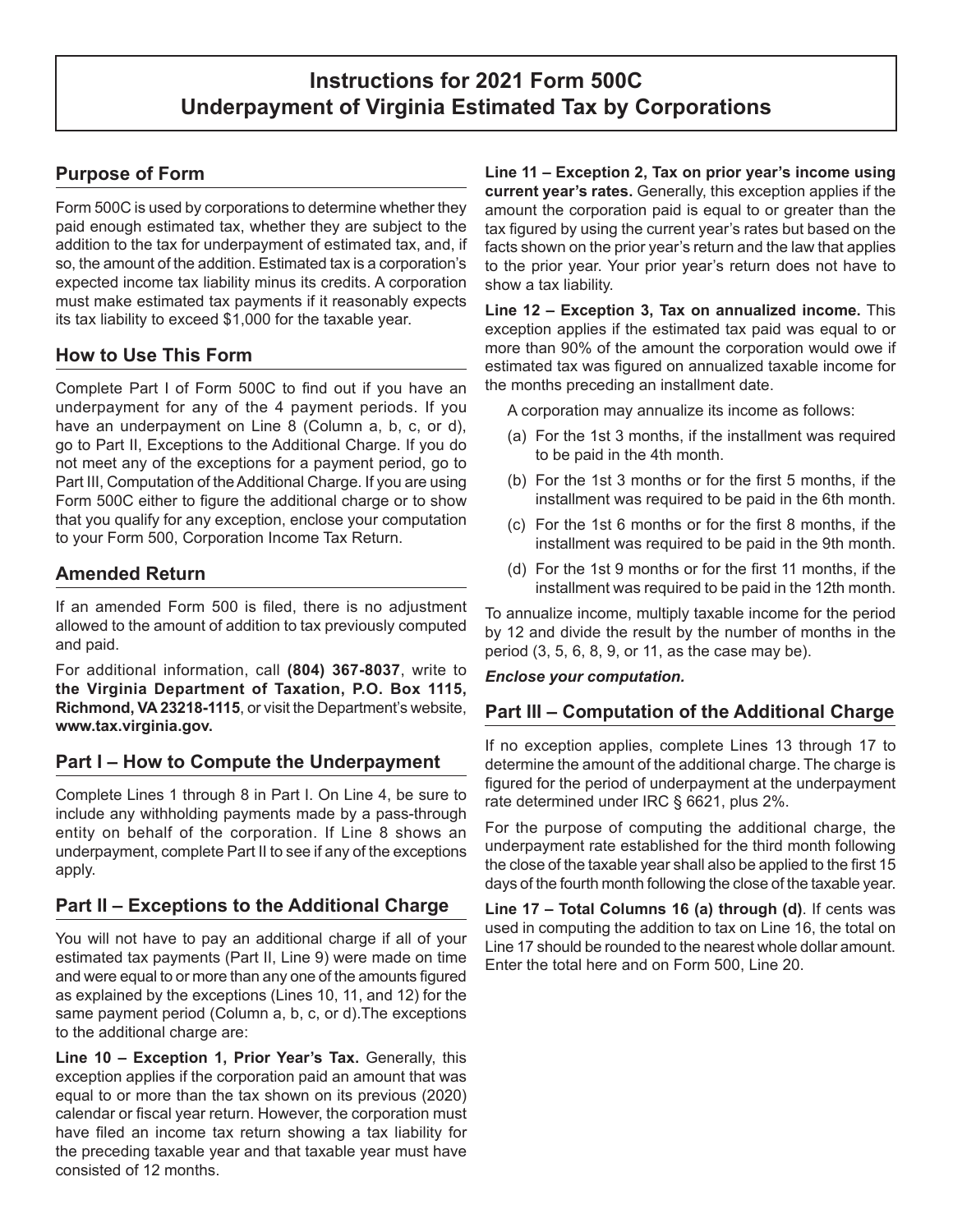# Instructions for 2021 Form 500C
# Underpayment of Virginia Estimated Tax by Corporations

## Purpose of Form

Form 500C is used by corporations to determine whether they paid enough estimated tax, whether they are subject to the addition to the tax for underpayment of estimated tax, and, if so, the amount of the addition. Estimated tax is a corporation's expected income tax liability minus its credits. A corporation must make estimated tax payments if it reasonably expects its tax liability to exceed $1,000 for the taxable year.

## How to Use This Form

Complete Part I of Form 500C to find out if you have an underpayment for any of the 4 payment periods. If you have an underpayment on Line 8 (Column a, b, c, or d), go to Part II, Exceptions to the Additional Charge. If you do not meet any of the exceptions for a payment period, go to Part III, Computation of the Additional Charge. If you are using Form 500C either to figure the additional charge or to show that you qualify for any exception, enclose your computation to your Form 500, Corporation Income Tax Return.

## Amended Return

If an amended Form 500 is filed, there is no adjustment allowed to the amount of addition to tax previously computed and paid.

For additional information, call **(804) 367-8037**, write to **the Virginia Department of Taxation, P.O. Box 1115, Richmond, VA 23218-1115**, or visit the Department's website, **www.tax.virginia.gov.**

## Part I – How to Compute the Underpayment

Complete Lines 1 through 8 in Part I. On Line 4, be sure to include any withholding payments made by a pass-through entity on behalf of the corporation. If Line 8 shows an underpayment, complete Part II to see if any of the exceptions apply.

## Part II – Exceptions to the Additional Charge

You will not have to pay an additional charge if all of your estimated tax payments (Part II, Line 9) were made on time and were equal to or more than any one of the amounts figured as explained by the exceptions (Lines 10, 11, and 12) for the same payment period (Column a, b, c, or d).The exceptions to the additional charge are:

**Line 10 – Exception 1, Prior Year's Tax.** Generally, this exception applies if the corporation paid an amount that was equal to or more than the tax shown on its previous (2020) calendar or fiscal year return. However, the corporation must have filed an income tax return showing a tax liability for the preceding taxable year and that taxable year must have consisted of 12 months.

**Line 11 – Exception 2, Tax on prior year's income using current year's rates.** Generally, this exception applies if the amount the corporation paid is equal to or greater than the tax figured by using the current year's rates but based on the facts shown on the prior year's return and the law that applies to the prior year. Your prior year's return does not have to show a tax liability.

**Line 12 – Exception 3, Tax on annualized income.** This exception applies if the estimated tax paid was equal to or more than 90% of the amount the corporation would owe if estimated tax was figured on annualized taxable income for the months preceding an installment date.

A corporation may annualize its income as follows:

(a) For the 1st 3 months, if the installment was required to be paid in the 4th month.

(b) For the 1st 3 months or for the first 5 months, if the installment was required to be paid in the 6th month.

(c) For the 1st 6 months or for the first 8 months, if the installment was required to be paid in the 9th month.

(d) For the 1st 9 months or for the first 11 months, if the installment was required to be paid in the 12th month.

To annualize income, multiply taxable income for the period by 12 and divide the result by the number of months in the period (3, 5, 6, 8, 9, or 11, as the case may be).

***Enclose your computation.***

## Part III – Computation of the Additional Charge

If no exception applies, complete Lines 13 through 17 to determine the amount of the additional charge. The charge is figured for the period of underpayment at the underpayment rate determined under IRC § 6621, plus 2%.

For the purpose of computing the additional charge, the underpayment rate established for the third month following the close of the taxable year shall also be applied to the first 15 days of the fourth month following the close of the taxable year.

**Line 17 – Total Columns 16 (a) through (d)**. If cents was used in computing the addition to tax on Line 16, the total on Line 17 should be rounded to the nearest whole dollar amount. Enter the total here and on Form 500, Line 20.